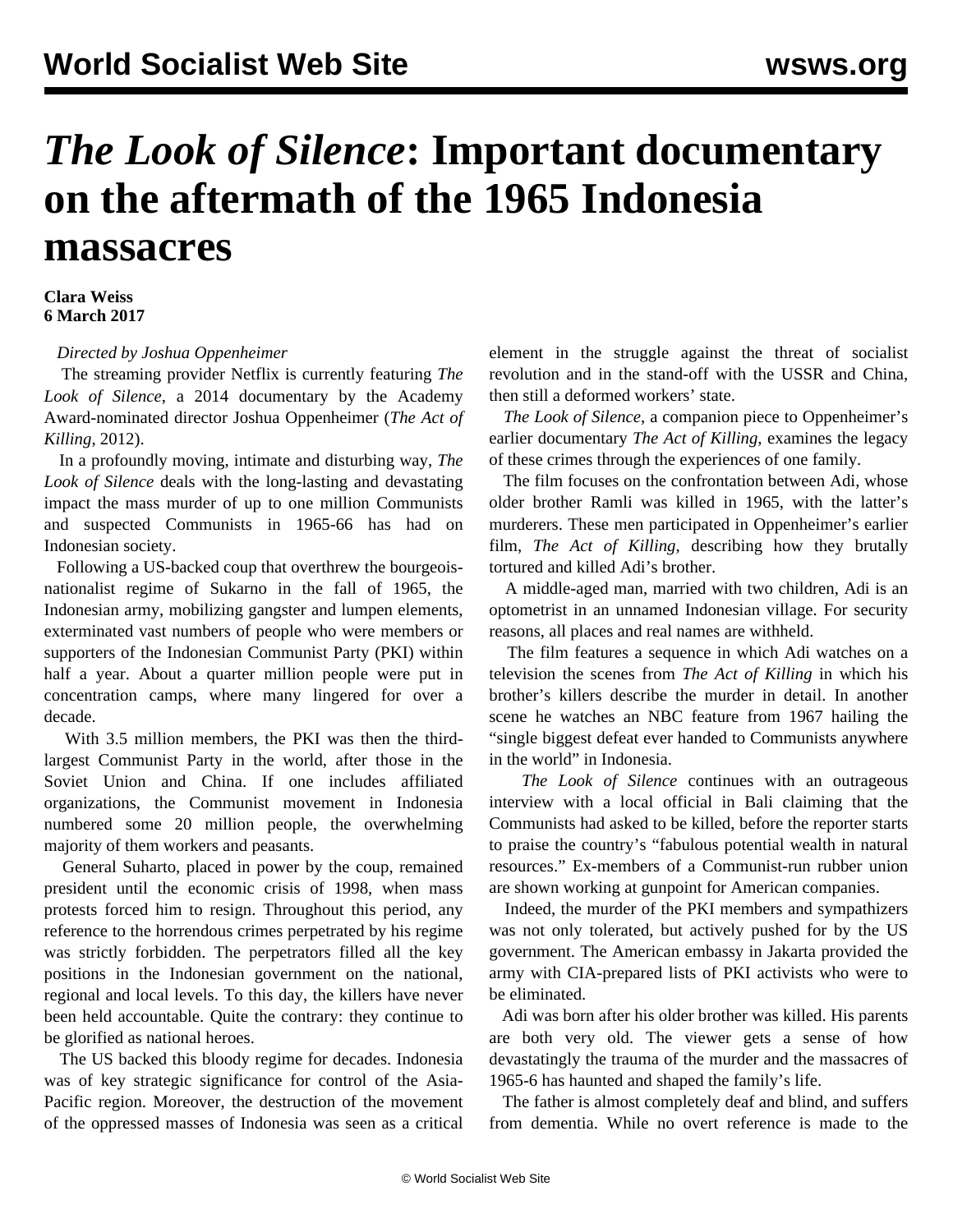# *The Look of Silence*: Important documentary on the aftermath of the 1965 Indonesia massacres

**Clara Weiss**
**6 March 2017**

*Directed by Joshua Oppenheimer*

The streaming provider Netflix is currently featuring *The Look of Silence*, a 2014 documentary by the Academy Award-nominated director Joshua Oppenheimer (*The Act of Killing*, 2012).

In a profoundly moving, intimate and disturbing way, *The Look of Silence* deals with the long-lasting and devastating impact the mass murder of up to one million Communists and suspected Communists in 1965-66 has had on Indonesian society.

Following a US-backed coup that overthrew the bourgeois-nationalist regime of Sukarno in the fall of 1965, the Indonesian army, mobilizing gangster and lumpen elements, exterminated vast numbers of people who were members or supporters of the Indonesian Communist Party (PKI) within half a year. About a quarter million people were put in concentration camps, where many lingered for over a decade.

With 3.5 million members, the PKI was then the third-largest Communist Party in the world, after those in the Soviet Union and China. If one includes affiliated organizations, the Communist movement in Indonesia numbered some 20 million people, the overwhelming majority of them workers and peasants.

General Suharto, placed in power by the coup, remained president until the economic crisis of 1998, when mass protests forced him to resign. Throughout this period, any reference to the horrendous crimes perpetrated by his regime was strictly forbidden. The perpetrators filled all the key positions in the Indonesian government on the national, regional and local levels. To this day, the killers have never been held accountable. Quite the contrary: they continue to be glorified as national heroes.

The US backed this bloody regime for decades. Indonesia was of key strategic significance for control of the Asia-Pacific region. Moreover, the destruction of the movement of the oppressed masses of Indonesia was seen as a critical element in the struggle against the threat of socialist revolution and in the stand-off with the USSR and China, then still a deformed workers' state.

*The Look of Silence*, a companion piece to Oppenheimer's earlier documentary *The Act of Killing*, examines the legacy of these crimes through the experiences of one family.

The film focuses on the confrontation between Adi, whose older brother Ramli was killed in 1965, with the latter's murderers. These men participated in Oppenheimer's earlier film, *The Act of Killing*, describing how they brutally tortured and killed Adi's brother.

A middle-aged man, married with two children, Adi is an optometrist in an unnamed Indonesian village. For security reasons, all places and real names are withheld.

The film features a sequence in which Adi watches on a television the scenes from *The Act of Killing* in which his brother's killers describe the murder in detail. In another scene he watches an NBC feature from 1967 hailing the "single biggest defeat ever handed to Communists anywhere in the world" in Indonesia.

*The Look of Silence* continues with an outrageous interview with a local official in Bali claiming that the Communists had asked to be killed, before the reporter starts to praise the country's "fabulous potential wealth in natural resources." Ex-members of a Communist-run rubber union are shown working at gunpoint for American companies.

Indeed, the murder of the PKI members and sympathizers was not only tolerated, but actively pushed for by the US government. The American embassy in Jakarta provided the army with CIA-prepared lists of PKI activists who were to be eliminated.

Adi was born after his older brother was killed. His parents are both very old. The viewer gets a sense of how devastatingly the trauma of the murder and the massacres of 1965-6 has haunted and shaped the family's life.

The father is almost completely deaf and blind, and suffers from dementia. While no overt reference is made to the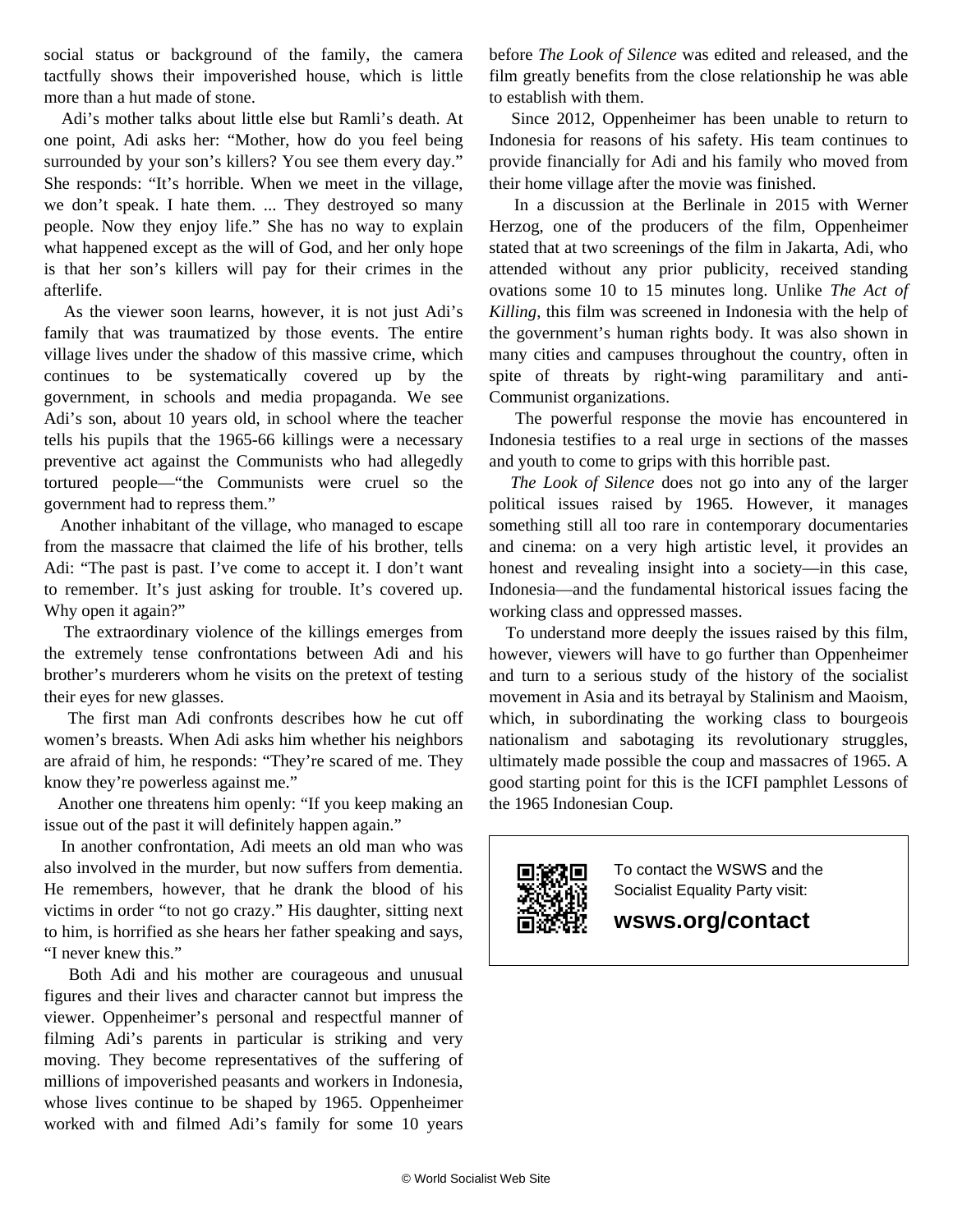social status or background of the family, the camera tactfully shows their impoverished house, which is little more than a hut made of stone.

Adi's mother talks about little else but Ramli's death. At one point, Adi asks her: "Mother, how do you feel being surrounded by your son's killers? You see them every day." She responds: "It's horrible. When we meet in the village, we don't speak. I hate them. ... They destroyed so many people. Now they enjoy life." She has no way to explain what happened except as the will of God, and her only hope is that her son's killers will pay for their crimes in the afterlife.

As the viewer soon learns, however, it is not just Adi's family that was traumatized by those events. The entire village lives under the shadow of this massive crime, which continues to be systematically covered up by the government, in schools and media propaganda. We see Adi's son, about 10 years old, in school where the teacher tells his pupils that the 1965-66 killings were a necessary preventive act against the Communists who had allegedly tortured people—"the Communists were cruel so the government had to repress them."

Another inhabitant of the village, who managed to escape from the massacre that claimed the life of his brother, tells Adi: "The past is past. I've come to accept it. I don't want to remember. It's just asking for trouble. It's covered up. Why open it again?"

The extraordinary violence of the killings emerges from the extremely tense confrontations between Adi and his brother's murderers whom he visits on the pretext of testing their eyes for new glasses.

The first man Adi confronts describes how he cut off women's breasts. When Adi asks him whether his neighbors are afraid of him, he responds: "They're scared of me. They know they're powerless against me."

Another one threatens him openly: "If you keep making an issue out of the past it will definitely happen again."

In another confrontation, Adi meets an old man who was also involved in the murder, but now suffers from dementia. He remembers, however, that he drank the blood of his victims in order "to not go crazy." His daughter, sitting next to him, is horrified as she hears her father speaking and says, "I never knew this."

Both Adi and his mother are courageous and unusual figures and their lives and character cannot but impress the viewer. Oppenheimer's personal and respectful manner of filming Adi's parents in particular is striking and very moving. They become representatives of the suffering of millions of impoverished peasants and workers in Indonesia, whose lives continue to be shaped by 1965. Oppenheimer worked with and filmed Adi's family for some 10 years before *The Look of Silence* was edited and released, and the film greatly benefits from the close relationship he was able to establish with them.

Since 2012, Oppenheimer has been unable to return to Indonesia for reasons of his safety. His team continues to provide financially for Adi and his family who moved from their home village after the movie was finished.

In a discussion at the Berlinale in 2015 with Werner Herzog, one of the producers of the film, Oppenheimer stated that at two screenings of the film in Jakarta, Adi, who attended without any prior publicity, received standing ovations some 10 to 15 minutes long. Unlike *The Act of Killing*, this film was screened in Indonesia with the help of the government's human rights body. It was also shown in many cities and campuses throughout the country, often in spite of threats by right-wing paramilitary and anti-Communist organizations.

The powerful response the movie has encountered in Indonesia testifies to a real urge in sections of the masses and youth to come to grips with this horrible past.

*The Look of Silence* does not go into any of the larger political issues raised by 1965. However, it manages something still all too rare in contemporary documentaries and cinema: on a very high artistic level, it provides an honest and revealing insight into a society—in this case, Indonesia—and the fundamental historical issues facing the working class and oppressed masses.

To understand more deeply the issues raised by this film, however, viewers will have to go further than Oppenheimer and turn to a serious study of the history of the socialist movement in Asia and its betrayal by Stalinism and Maoism, which, in subordinating the working class to bourgeois nationalism and sabotaging its revolutionary struggles, ultimately made possible the coup and massacres of 1965. A good starting point for this is the ICFI pamphlet Lessons of the 1965 Indonesian Coup.

To contact the WSWS and the Socialist Equality Party visit:

**wsws.org/contact**